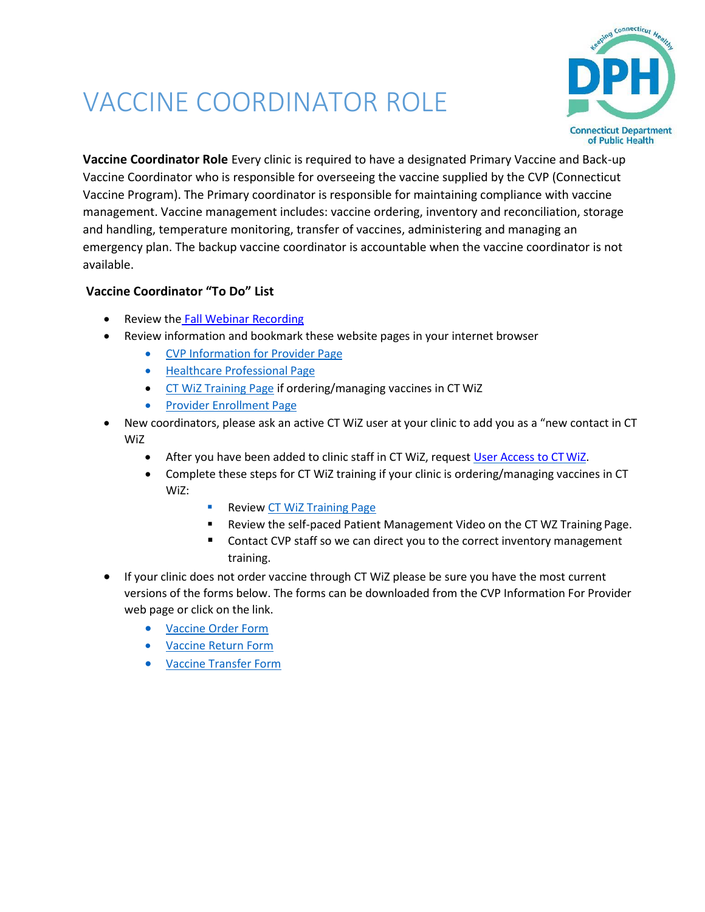# VACCINE COORDINATOR ROLE

**Vaccine Coordinator Role** Every clinic is required to have a designated Primary Vaccine and Back-up Vaccine Coordinator who is responsible for overseeing the vaccine supplied by the CVP (Connecticut Vaccine Program). The Primary coordinator is responsible for maintaining compliance with vaccine management. Vaccine management includes: vaccine ordering, inventory and reconciliation, storage and handling, temperature monitoring, transfer of vaccines, administering and managing an emergency plan. The backup vaccine coordinator is accountable when the vaccine coordinator is not available.

**Vaccine Coordinator "To Do" List**

- Review the Fall Webinar Recording
- Review information and bookmark these website pages in your internet browser
  - CVP Information for Provider Page
  - Healthcare Professional Page
  - CT WiZ Training Page if ordering/managing vaccines in CT WiZ
  - Provider Enrollment Page
- New coordinators, please ask an active CT WiZ user at your clinic to add you as a "new contact in CT WiZ
  - After you have been added to clinic staff in CT WiZ, request User Access to CT WiZ.
  - Complete these steps for CT WiZ training if your clinic is ordering/managing vaccines in CT WiZ:
    - Review CT WiZ Training Page
    - Review the self-paced Patient Management Video on the CT WZ Training Page.
    - Contact CVP staff so we can direct you to the correct inventory management training.
- If your clinic does not order vaccine through CT WiZ please be sure you have the most current versions of the forms below. The forms can be downloaded from the CVP Information For Provider web page or click on the link.
  - Vaccine Order Form
  - Vaccine Return Form
  - Vaccine Transfer Form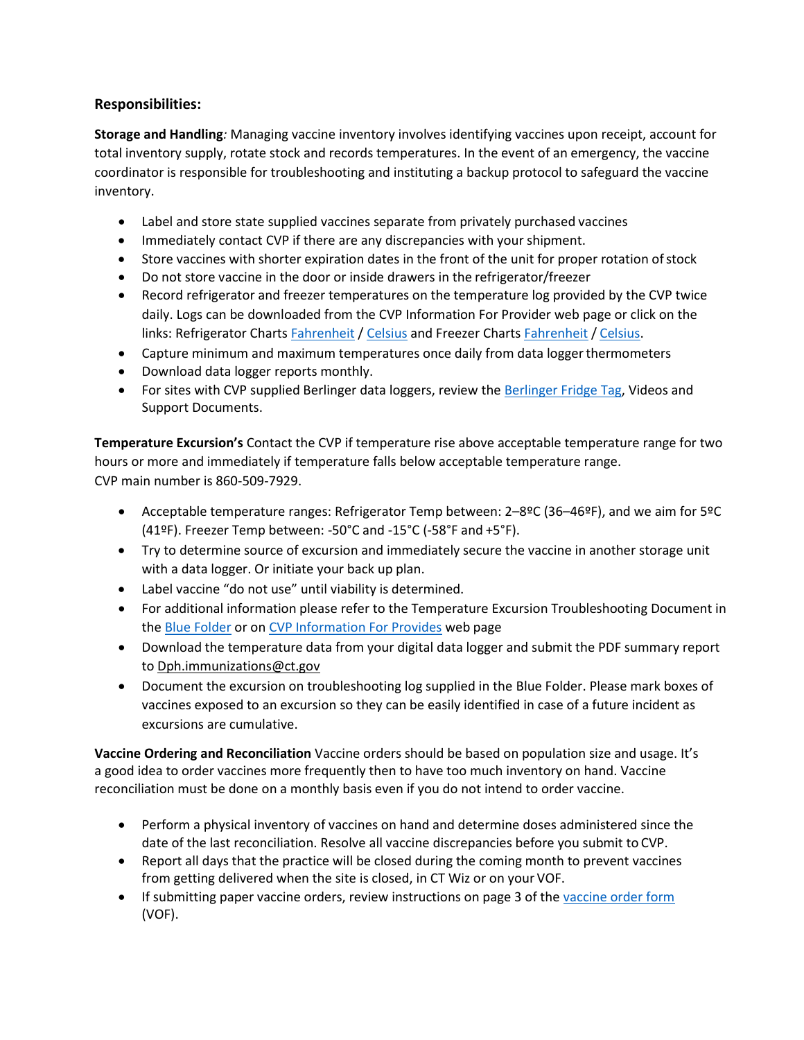**Responsibilities:**

**Storage and Handling***:* Managing vaccine inventory involves identifying vaccines upon receipt, account for total inventory supply, rotate stock and records temperatures. In the event of an emergency, the vaccine coordinator is responsible for troubleshooting and instituting a backup protocol to safeguard the vaccine inventory.

- Label and store state supplied vaccines separate from privately purchased vaccines
- Immediately contact CVP if there are any discrepancies with your shipment.
- Store vaccines with shorter expiration dates in the front of the unit for proper rotation of stock
- Do not store vaccine in the door or inside drawers in the refrigerator/freezer
- Record refrigerator and freezer temperatures on the temperature log provided by the CVP twice daily. Logs can be downloaded from the CVP Information For Provider web page or click on the links: Refrigerator Charts Fahrenheit / Celsius and Freezer Charts Fahrenheit / Celsius.
- Capture minimum and maximum temperatures once daily from data logger thermometers
- Download data logger reports monthly.
- For sites with CVP supplied Berlinger data loggers, review the Berlinger Fridge Tag, Videos and Support Documents.

**Temperature Excursion's** Contact the CVP if temperature rise above acceptable temperature range for two hours or more and immediately if temperature falls below acceptable temperature range.
CVP main number is 860-509-7929.

- Acceptable temperature ranges: Refrigerator Temp between: 2–8ºC (36–46ºF), and we aim for 5ºC (41ºF). Freezer Temp between: -50°C and -15°C (-58°F and +5°F).
- Try to determine source of excursion and immediately secure the vaccine in another storage unit with a data logger. Or initiate your back up plan.
- Label vaccine "do not use" until viability is determined.
- For additional information please refer to the Temperature Excursion Troubleshooting Document in the Blue Folder or on CVP Information For Provides web page
- Download the temperature data from your digital data logger and submit the PDF summary report to Dph.immunizations@ct.gov
- Document the excursion on troubleshooting log supplied in the Blue Folder. Please mark boxes of vaccines exposed to an excursion so they can be easily identified in case of a future incident as excursions are cumulative.

**Vaccine Ordering and Reconciliation** Vaccine orders should be based on population size and usage. It's a good idea to order vaccines more frequently then to have too much inventory on hand. Vaccine reconciliation must be done on a monthly basis even if you do not intend to order vaccine.

- Perform a physical inventory of vaccines on hand and determine doses administered since the date of the last reconciliation. Resolve all vaccine discrepancies before you submit to CVP.
- Report all days that the practice will be closed during the coming month to prevent vaccines from getting delivered when the site is closed, in CT Wiz or on your VOF.
- If submitting paper vaccine orders, review instructions on page 3 of the vaccine order form (VOF).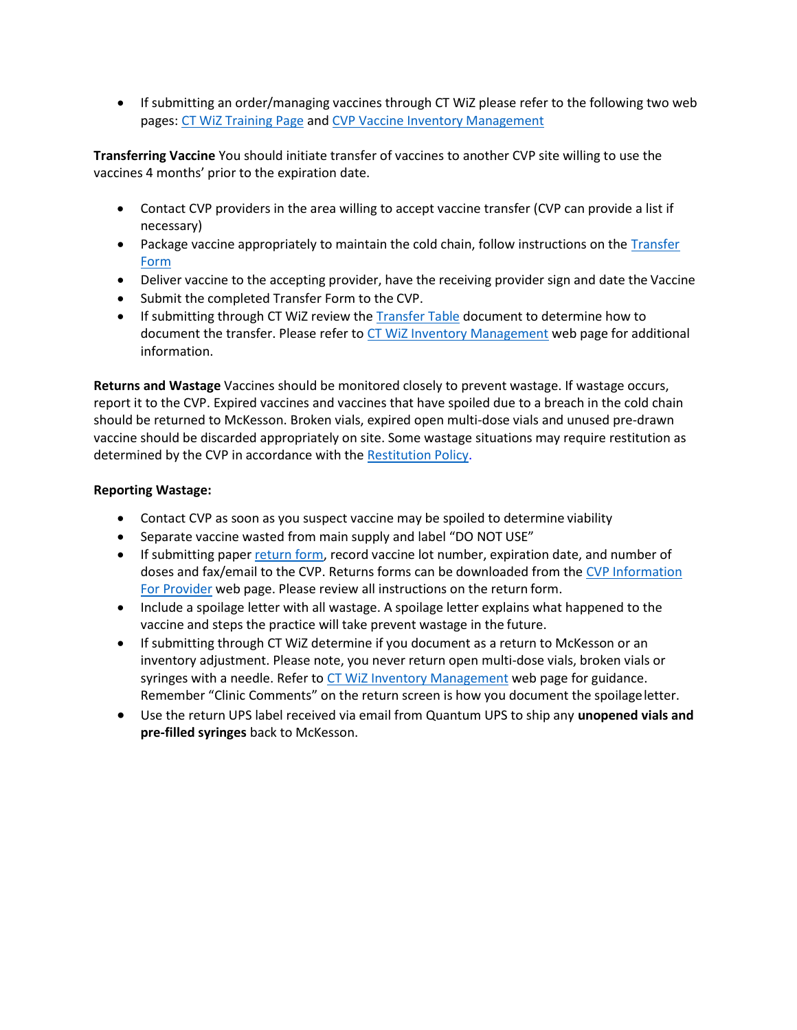- If submitting an order/managing vaccines through CT WiZ please refer to the following two web pages: CT WiZ Training Page and CVP Vaccine Inventory Management

**Transferring Vaccine** You should initiate transfer of vaccines to another CVP site willing to use the vaccines 4 months' prior to the expiration date.

- Contact CVP providers in the area willing to accept vaccine transfer (CVP can provide a list if necessary)
- Package vaccine appropriately to maintain the cold chain, follow instructions on the Transfer Form
- Deliver vaccine to the accepting provider, have the receiving provider sign and date the Vaccine
- Submit the completed Transfer Form to the CVP.
- If submitting through CT WiZ review the Transfer Table document to determine how to document the transfer. Please refer to CT WiZ Inventory Management web page for additional information.

**Returns and Wastage** Vaccines should be monitored closely to prevent wastage. If wastage occurs, report it to the CVP. Expired vaccines and vaccines that have spoiled due to a breach in the cold chain should be returned to McKesson. Broken vials, expired open multi-dose vials and unused pre-drawn vaccine should be discarded appropriately on site. Some wastage situations may require restitution as determined by the CVP in accordance with the Restitution Policy.

**Reporting Wastage:**

- Contact CVP as soon as you suspect vaccine may be spoiled to determine viability
- Separate vaccine wasted from main supply and label "DO NOT USE"
- If submitting paper return form, record vaccine lot number, expiration date, and number of doses and fax/email to the CVP. Returns forms can be downloaded from the CVP Information For Provider web page. Please review all instructions on the return form.
- Include a spoilage letter with all wastage. A spoilage letter explains what happened to the vaccine and steps the practice will take prevent wastage in the future.
- If submitting through CT WiZ determine if you document as a return to McKesson or an inventory adjustment. Please note, you never return open multi-dose vials, broken vials or syringes with a needle. Refer to CT WiZ Inventory Management web page for guidance. Remember "Clinic Comments" on the return screen is how you document the spoilage letter.
- Use the return UPS label received via email from Quantum UPS to ship any **unopened vials and pre-filled syringes** back to McKesson.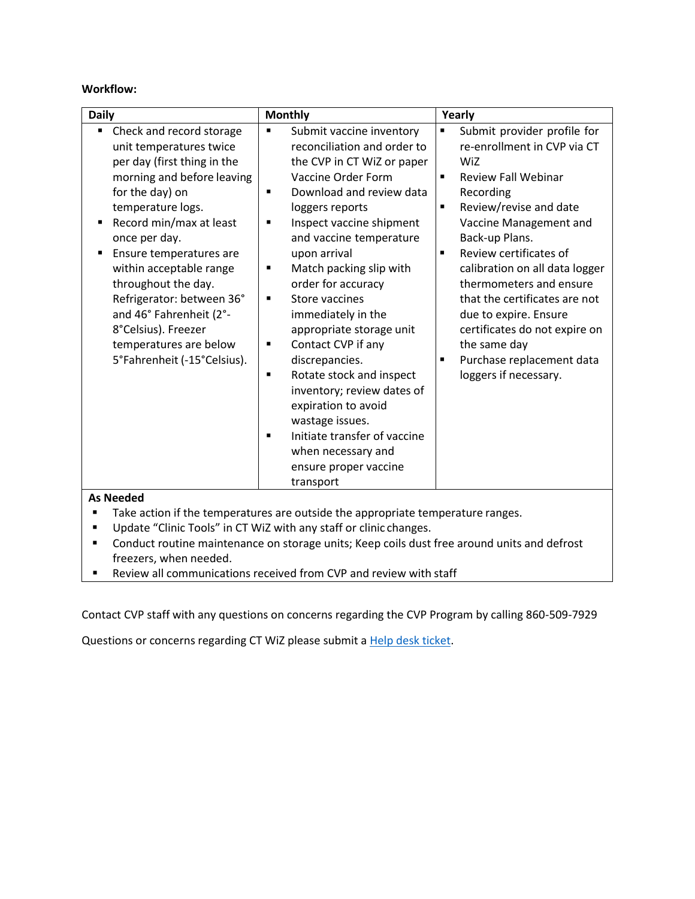**Workflow:**

| Daily | Monthly | Yearly |
| --- | --- | --- |
| ▪ Check and record storage unit temperatures twice per day (first thing in the morning and before leaving for the day) on temperature logs.<br>▪ Record min/max at least once per day.<br>▪ Ensure temperatures are within acceptable range throughout the day. Refrigerator: between 36° and 46° Fahrenheit (2°-8°Celsius). Freezer temperatures are below 5°Fahrenheit (-15°Celsius). | ▪ Submit vaccine inventory reconciliation and order to the CVP in CT WiZ or paper Vaccine Order Form<br>▪ Download and review data loggers reports<br>▪ Inspect vaccine shipment and vaccine temperature upon arrival<br>▪ Match packing slip with order for accuracy<br>▪ Store vaccines immediately in the appropriate storage unit<br>▪ Contact CVP if any discrepancies.<br>▪ Rotate stock and inspect inventory; review dates of expiration to avoid wastage issues.<br>▪ Initiate transfer of vaccine when necessary and ensure proper vaccine transport | ▪ Submit provider profile for re-enrollment in CVP via CT WiZ<br>▪ Review Fall Webinar Recording<br>▪ Review/revise and date Vaccine Management and Back-up Plans.<br>▪ Review certificates of calibration on all data logger thermometers and ensure that the certificates are not due to expire. Ensure certificates do not expire on the same day<br>▪ Purchase replacement data loggers if necessary. |
| **As Needed**<br>▪ Take action if the temperatures are outside the appropriate temperature ranges.<br>▪ Update "Clinic Tools" in CT WiZ with any staff or clinic changes.<br>▪ Conduct routine maintenance on storage units; Keep coils dust free around units and defrost freezers, when needed.<br>▪ Review all communications received from CVP and review with staff | | |

Contact CVP staff with any questions on concerns regarding the CVP Program by calling 860-509-7929

Questions or concerns regarding CT WiZ please submit a [Help desk ticket](#).